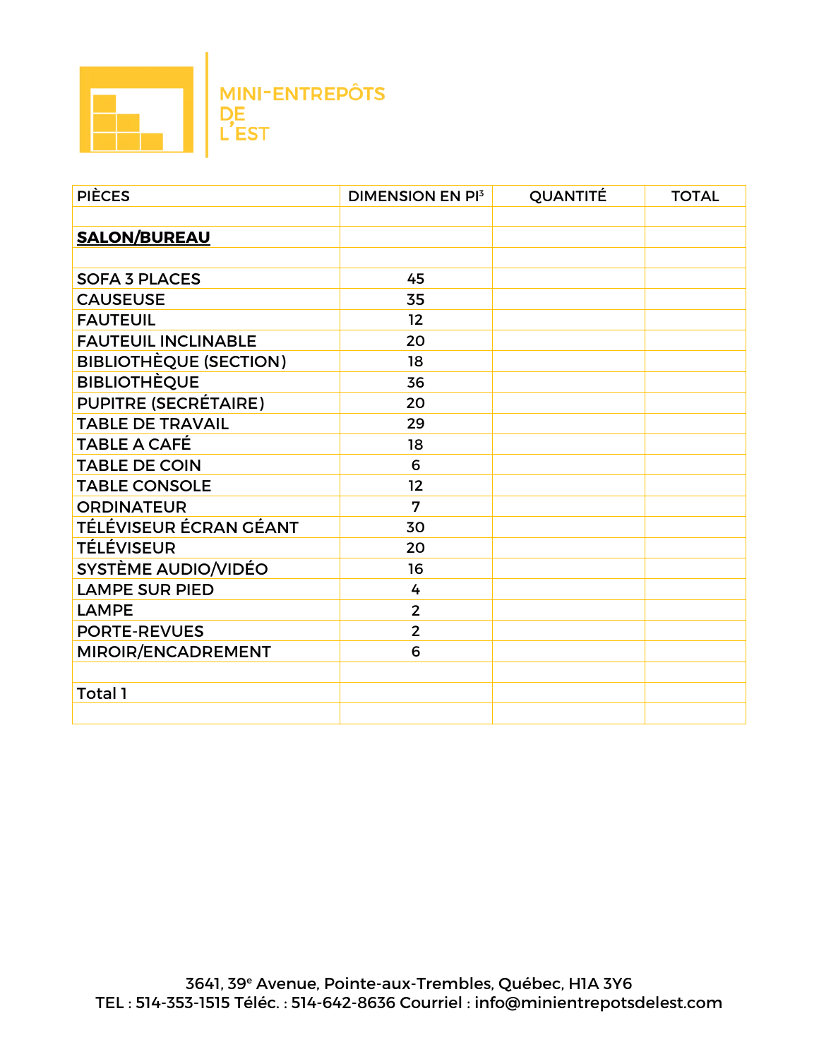MINI-ENTREPÔTS DE L'EST

| PIÈCES | DIMENSION EN PI³ | QUANTITÉ | TOTAL |
| --- | --- | --- | --- |
| | | | |
| **SALON/BUREAU** | | | |
| | | | |
| SOFA 3 PLACES | 45 | | |
| CAUSEUSE | 35 | | |
| FAUTEUIL | 12 | | |
| FAUTEUIL INCLINABLE | 20 | | |
| BIBLIOTHÈQUE (SECTION) | 18 | | |
| BIBLIOTHÈQUE | 36 | | |
| PUPITRE (SECRÉTAIRE) | 20 | | |
| TABLE DE TRAVAIL | 29 | | |
| TABLE A CAFÉ | 18 | | |
| TABLE DE COIN | 6 | | |
| TABLE CONSOLE | 12 | | |
| ORDINATEUR | 7 | | |
| TÉLÉVISEUR ÉCRAN GÉANT | 30 | | |
| TÉLÉVISEUR | 20 | | |
| SYSTÈME AUDIO/VIDÉO | 16 | | |
| LAMPE SUR PIED | 4 | | |
| LAMPE | 2 | | |
| PORTE-REVUES | 2 | | |
| MIROIR/ENCADREMENT | 6 | | |
| | | | |
| Total 1 | | | |
| | | | |

3641, 39e Avenue, Pointe-aux-Trembles, Québec, H1A 3Y6
TEL : 514-353-1515 Téléc. : 514-642-8636 Courriel : info@minientrepotsdelest.com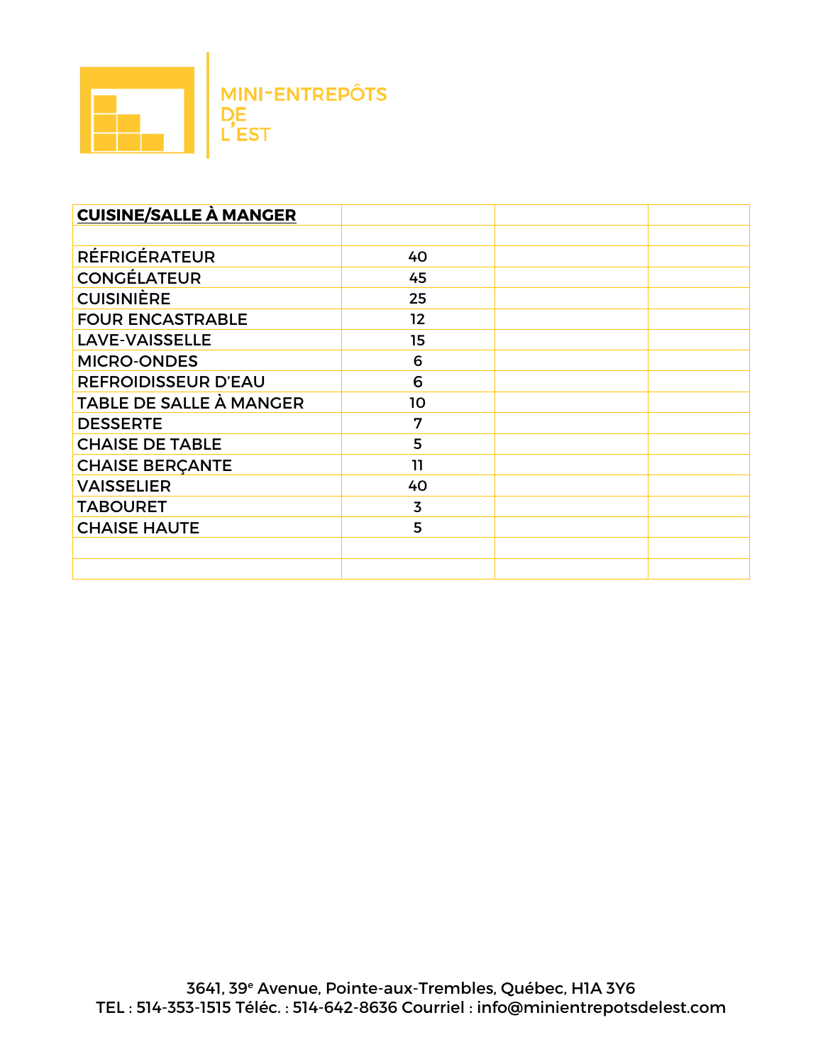| **CUISINE/SALLE À MANGER** | | | |
|---|---|---|---|
| | | | |
| RÉFRIGÉRATEUR | 40 | | |
| CONGÉLATEUR | 45 | | |
| CUISINIÈRE | 25 | | |
| FOUR ENCASTRABLE | 12 | | |
| LAVE-VAISSELLE | 15 | | |
| MICRO-ONDES | 6 | | |
| REFROIDISSEUR D'EAU | 6 | | |
| TABLE DE SALLE À MANGER | 10 | | |
| DESSERTE | 7 | | |
| CHAISE DE TABLE | 5 | | |
| CHAISE BERÇANTE | 11 | | |
| VAISSELIER | 40 | | |
| TABOURET | 3 | | |
| CHAISE HAUTE | 5 | | |
| | | | |
| | | | |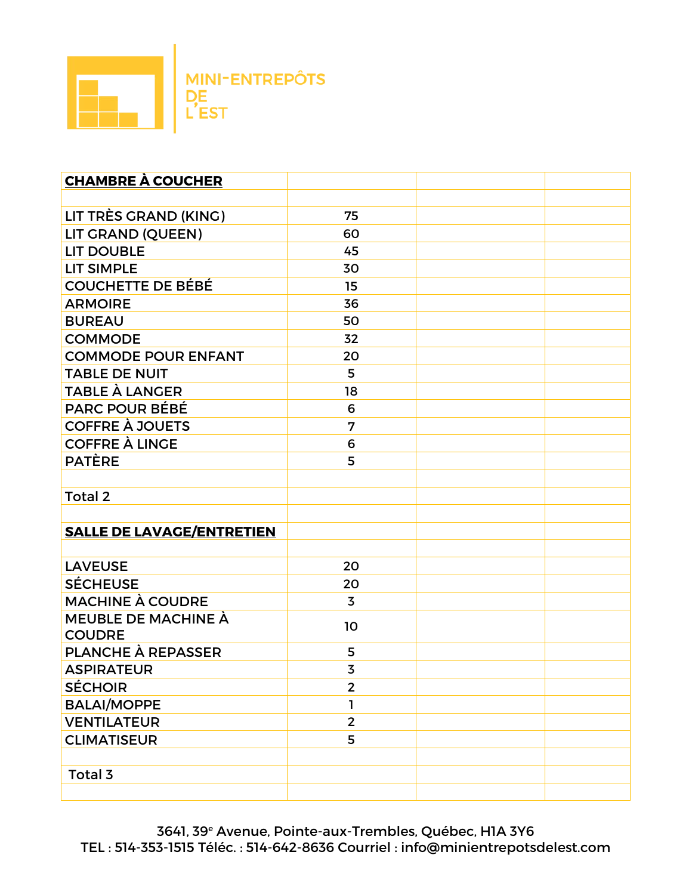MINI-ENTREPÔTS DE L'EST

| | | | |
|---|---|---|---|
| **CHAMBRE À COUCHER** | | | |
| | | | |
| LIT TRÈS GRAND (KING) | 75 | | |
| LIT GRAND (QUEEN) | 60 | | |
| LIT DOUBLE | 45 | | |
| LIT SIMPLE | 30 | | |
| COUCHETTE DE BÉBÉ | 15 | | |
| ARMOIRE | 36 | | |
| BUREAU | 50 | | |
| COMMODE | 32 | | |
| COMMODE POUR ENFANT | 20 | | |
| TABLE DE NUIT | 5 | | |
| TABLE À LANGER | 18 | | |
| PARC POUR BÉBÉ | 6 | | |
| COFFRE À JOUETS | 7 | | |
| COFFRE À LINGE | 6 | | |
| PATÈRE | 5 | | |
| | | | |
| Total 2 | | | |
| | | | |
| **SALLE DE LAVAGE/ENTRETIEN** | | | |
| | | | |
| LAVEUSE | 20 | | |
| SÉCHEUSE | 20 | | |
| MACHINE À COUDRE | 3 | | |
| MEUBLE DE MACHINE À COUDRE | 10 | | |
| PLANCHE À REPASSER | 5 | | |
| ASPIRATEUR | 3 | | |
| SÉCHOIR | 2 | | |
| BALAI/MOPPE | 1 | | |
| VENTILATEUR | 2 | | |
| CLIMATISEUR | 5 | | |
| | | | |
| Total 3 | | | |
| | | | |

3641, 39e Avenue, Pointe-aux-Trembles, Québec, H1A 3Y6
TEL : 514-353-1515 Téléc. : 514-642-8636 Courriel : info@minientrepotsdelest.com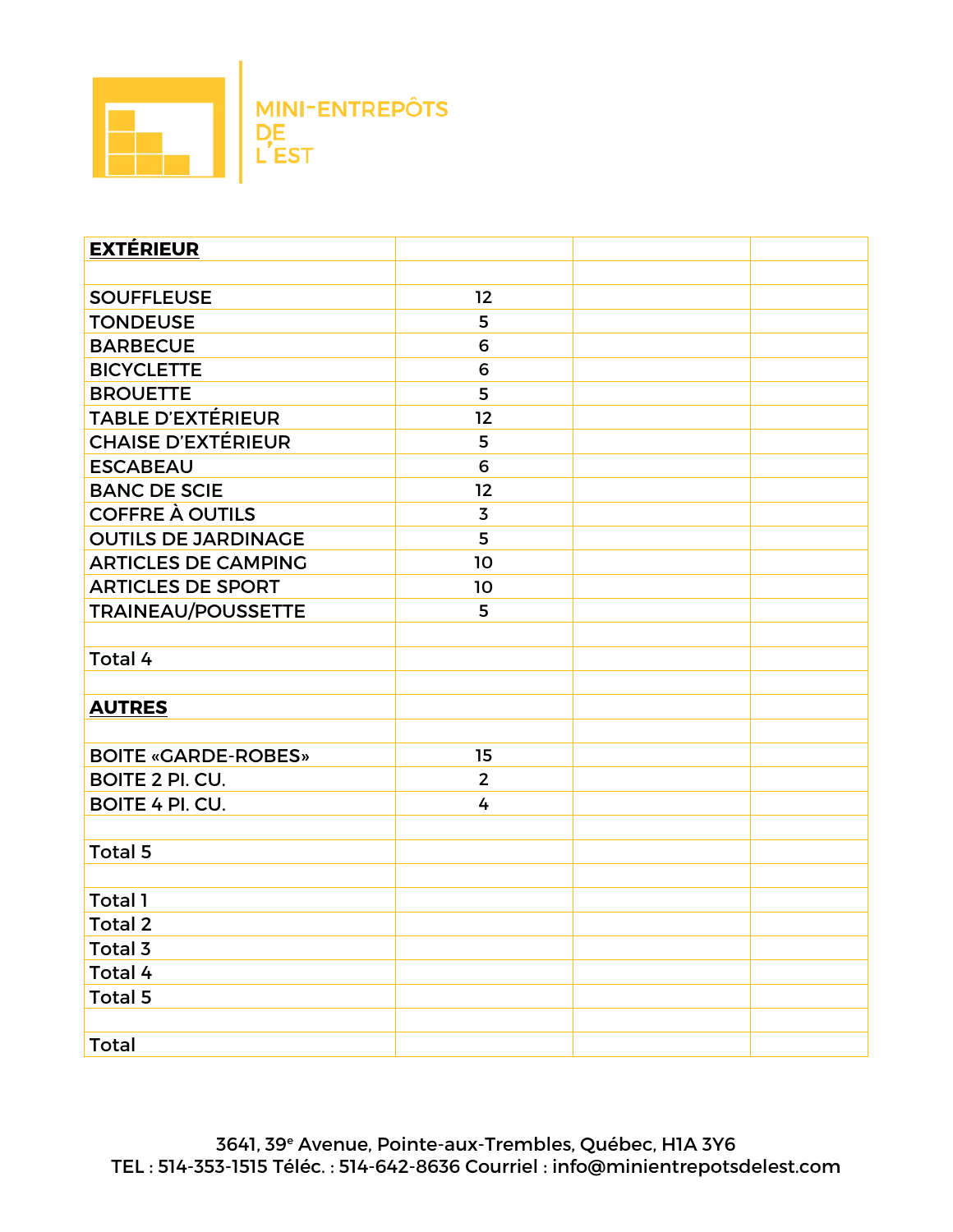MINI-ENTREPÔTS DE L'EST

| | | | |
|---|---|---|---|
| **EXTÉRIEUR** | | | |
| | | | |
| SOUFFLEUSE | 12 | | |
| TONDEUSE | 5 | | |
| BARBECUE | 6 | | |
| BICYCLETTE | 6 | | |
| BROUETTE | 5 | | |
| TABLE D'EXTÉRIEUR | 12 | | |
| CHAISE D'EXTÉRIEUR | 5 | | |
| ESCABEAU | 6 | | |
| BANC DE SCIE | 12 | | |
| COFFRE À OUTILS | 3 | | |
| OUTILS DE JARDINAGE | 5 | | |
| ARTICLES DE CAMPING | 10 | | |
| ARTICLES DE SPORT | 10 | | |
| TRAINEAU/POUSSETTE | 5 | | |
| | | | |
| Total 4 | | | |
| | | | |
| **AUTRES** | | | |
| | | | |
| BOITE «GARDE-ROBES» | 15 | | |
| BOITE 2 PI. CU. | 2 | | |
| BOITE 4 PI. CU. | 4 | | |
| | | | |
| Total 5 | | | |
| | | | |
| Total 1 | | | |
| Total 2 | | | |
| Total 3 | | | |
| Total 4 | | | |
| Total 5 | | | |
| | | | |
| Total | | | |

3641, 39e Avenue, Pointe-aux-Trembles, Québec, H1A 3Y6
TEL : 514-353-1515 Téléc. : 514-642-8636 Courriel : info@minientrepotsdelest.com